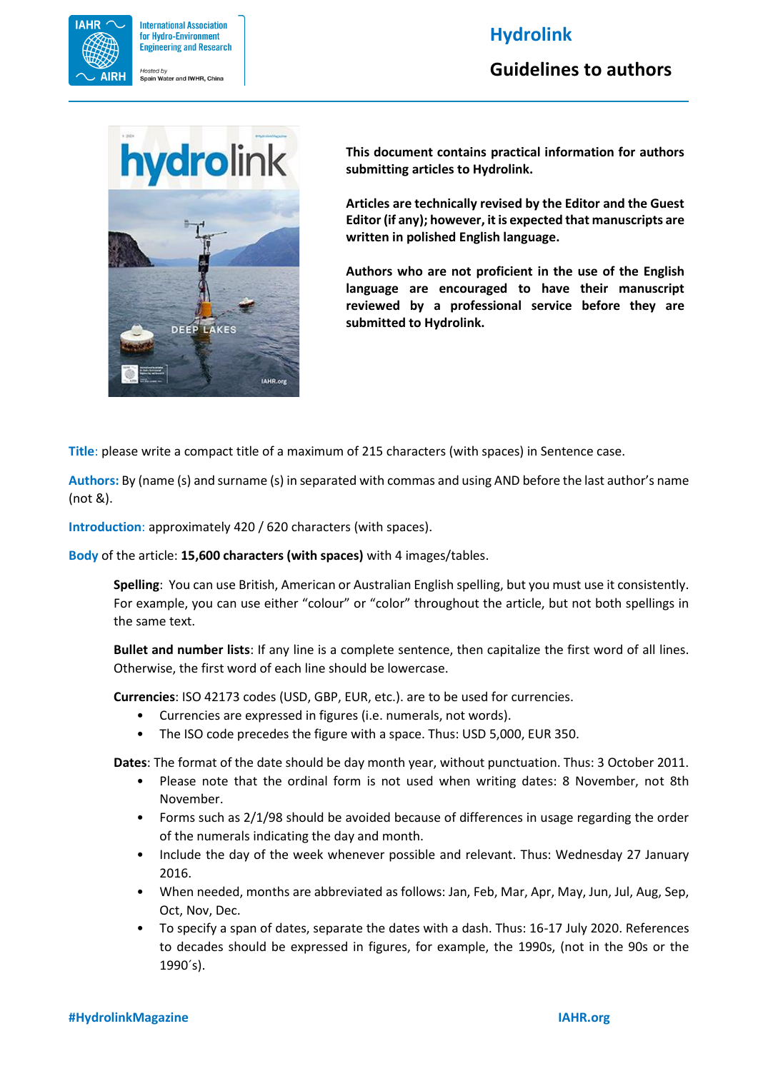# Hydrolink

## Guidelines to authors

**This document contains practical information for authors submitting articles to Hydrolink.**

**Articles are technically revised by the Editor and the Guest Editor (if any); however, it is expected that manuscripts are written in polished English language.**

**Authors who are not proficient in the use of the English language are encouraged to have their manuscript reviewed by a professional service before they are submitted to Hydrolink.**

**Title**: please write a compact title of a maximum of 215 characters (with spaces) in Sentence case.

**Authors:** By (name (s) and surname (s) in separated with commas and using AND before the last author's name (not &).

**Introduction**: approximately 420 / 620 characters (with spaces).

**Body** of the article: **15,600 characters (with spaces)** with 4 images/tables.

**Spelling**: You can use British, American or Australian English spelling, but you must use it consistently. For example, you can use either "colour" or "color" throughout the article, but not both spellings in the same text.

**Bullet and number lists**: If any line is a complete sentence, then capitalize the first word of all lines. Otherwise, the first word of each line should be lowercase.

**Currencies**: ISO 42173 codes (USD, GBP, EUR, etc.). are to be used for currencies.

- Currencies are expressed in figures (i.e. numerals, not words).
- The ISO code precedes the figure with a space. Thus: USD 5,000, EUR 350.

**Dates**: The format of the date should be day month year, without punctuation. Thus: 3 October 2011.

- Please note that the ordinal form is not used when writing dates: 8 November, not 8th November.
- Forms such as 2/1/98 should be avoided because of differences in usage regarding the order of the numerals indicating the day and month.
- Include the day of the week whenever possible and relevant. Thus: Wednesday 27 January 2016.
- When needed, months are abbreviated as follows: Jan, Feb, Mar, Apr, May, Jun, Jul, Aug, Sep, Oct, Nov, Dec.
- To specify a span of dates, separate the dates with a dash. Thus: 16-17 July 2020. References to decades should be expressed in figures, for example, the 1990s, (not in the 90s or the 1990´s).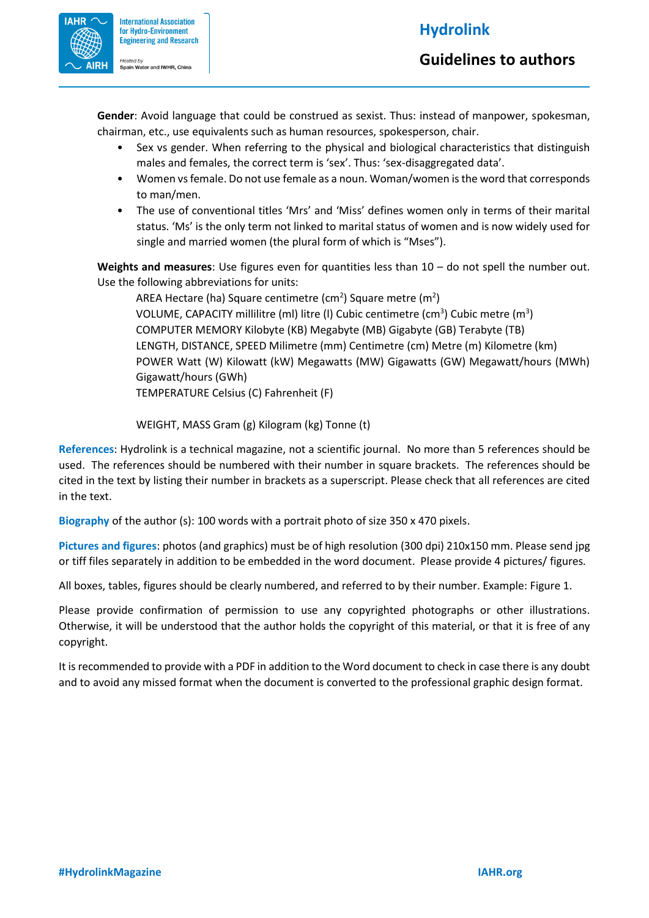**Gender**: Avoid language that could be construed as sexist. Thus: instead of manpower, spokesman, chairman, etc., use equivalents such as human resources, spokesperson, chair.

- Sex vs gender. When referring to the physical and biological characteristics that distinguish males and females, the correct term is 'sex'. Thus: 'sex-disaggregated data'.
- Women vs female. Do not use female as a noun. Woman/women is the word that corresponds to man/men.
- The use of conventional titles 'Mrs' and 'Miss' defines women only in terms of their marital status. 'Ms' is the only term not linked to marital status of women and is now widely used for single and married women (the plural form of which is "Mses").

**Weights and measures**: Use figures even for quantities less than 10 – do not spell the number out. Use the following abbreviations for units:

AREA Hectare (ha) Square centimetre ($cm^2$) Square metre ($m^2$)
VOLUME, CAPACITY millilitre (ml) litre (l) Cubic centimetre ($cm^3$) Cubic metre ($m^3$)
COMPUTER MEMORY Kilobyte (KB) Megabyte (MB) Gigabyte (GB) Terabyte (TB)
LENGTH, DISTANCE, SPEED Milimetre (mm) Centimetre (cm) Metre (m) Kilometre (km)
POWER Watt (W) Kilowatt (kW) Megawatts (MW) Gigawatts (GW) Megawatt/hours (MWh) Gigawatt/hours (GWh)
TEMPERATURE Celsius (C) Fahrenheit (F)

WEIGHT, MASS Gram (g) Kilogram (kg) Tonne (t)

**References**: Hydrolink is a technical magazine, not a scientific journal. No more than 5 references should be used. The references should be numbered with their number in square brackets. The references should be cited in the text by listing their number in brackets as a superscript. Please check that all references are cited in the text.

**Biography** of the author (s): 100 words with a portrait photo of size 350 x 470 pixels.

**Pictures and figures**: photos (and graphics) must be of high resolution (300 dpi) 210x150 mm. Please send jpg or tiff files separately in addition to be embedded in the word document. Please provide 4 pictures/ figures.

All boxes, tables, figures should be clearly numbered, and referred to by their number. Example: Figure 1.

Please provide confirmation of permission to use any copyrighted photographs or other illustrations. Otherwise, it will be understood that the author holds the copyright of this material, or that it is free of any copyright.

It is recommended to provide with a PDF in addition to the Word document to check in case there is any doubt and to avoid any missed format when the document is converted to the professional graphic design format.